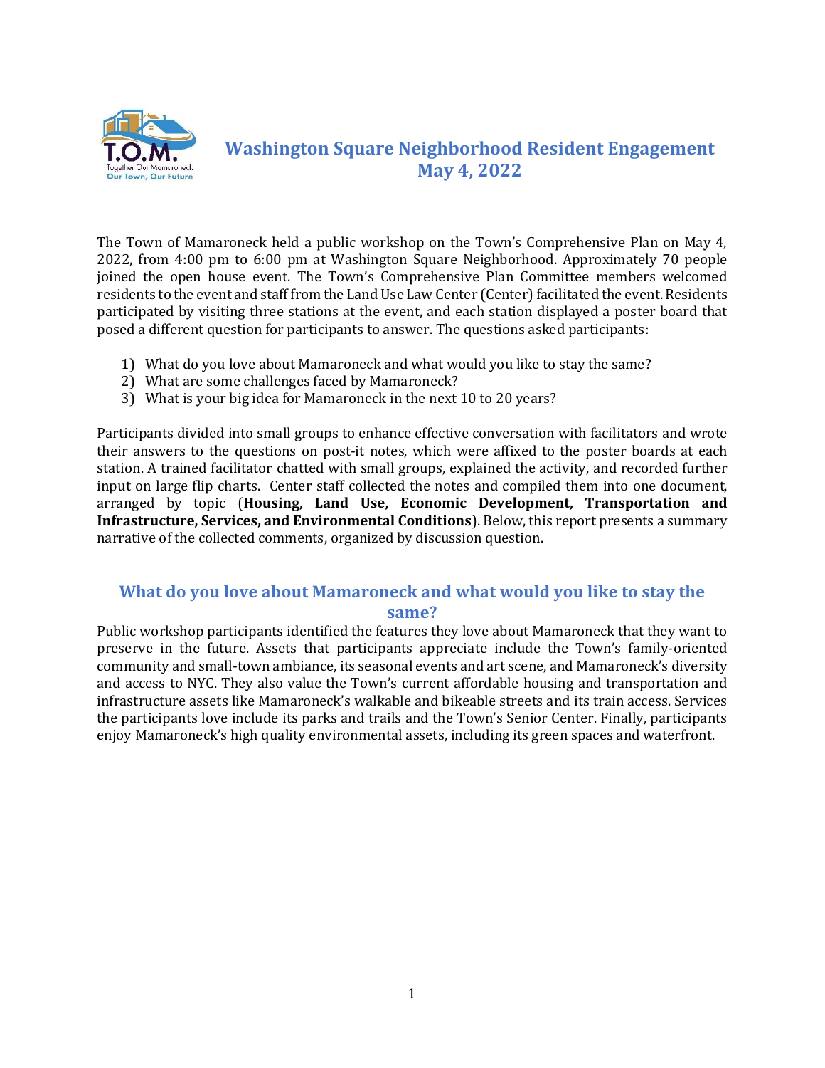# Washington Square Neighborhood Resident Engagement May 4, 2022

The Town of Mamaroneck held a public workshop on the Town's Comprehensive Plan on May 4, 2022, from 4:00 pm to 6:00 pm at Washington Square Neighborhood. Approximately 70 people joined the open house event. The Town's Comprehensive Plan Committee members welcomed residents to the event and staff from the Land Use Law Center (Center) facilitated the event. Residents participated by visiting three stations at the event, and each station displayed a poster board that posed a different question for participants to answer. The questions asked participants:

1) What do you love about Mamaroneck and what would you like to stay the same?
2) What are some challenges faced by Mamaroneck?
3) What is your big idea for Mamaroneck in the next 10 to 20 years?

Participants divided into small groups to enhance effective conversation with facilitators and wrote their answers to the questions on post-it notes, which were affixed to the poster boards at each station. A trained facilitator chatted with small groups, explained the activity, and recorded further input on large flip charts. Center staff collected the notes and compiled them into one document, arranged by topic (**Housing, Land Use, Economic Development, Transportation and Infrastructure, Services, and Environmental Conditions**). Below, this report presents a summary narrative of the collected comments, organized by discussion question.

## What do you love about Mamaroneck and what would you like to stay the same?

Public workshop participants identified the features they love about Mamaroneck that they want to preserve in the future. Assets that participants appreciate include the Town's family-oriented community and small-town ambiance, its seasonal events and art scene, and Mamaroneck's diversity and access to NYC. They also value the Town's current affordable housing and transportation and infrastructure assets like Mamaroneck's walkable and bikeable streets and its train access. Services the participants love include its parks and trails and the Town's Senior Center. Finally, participants enjoy Mamaroneck's high quality environmental assets, including its green spaces and waterfront.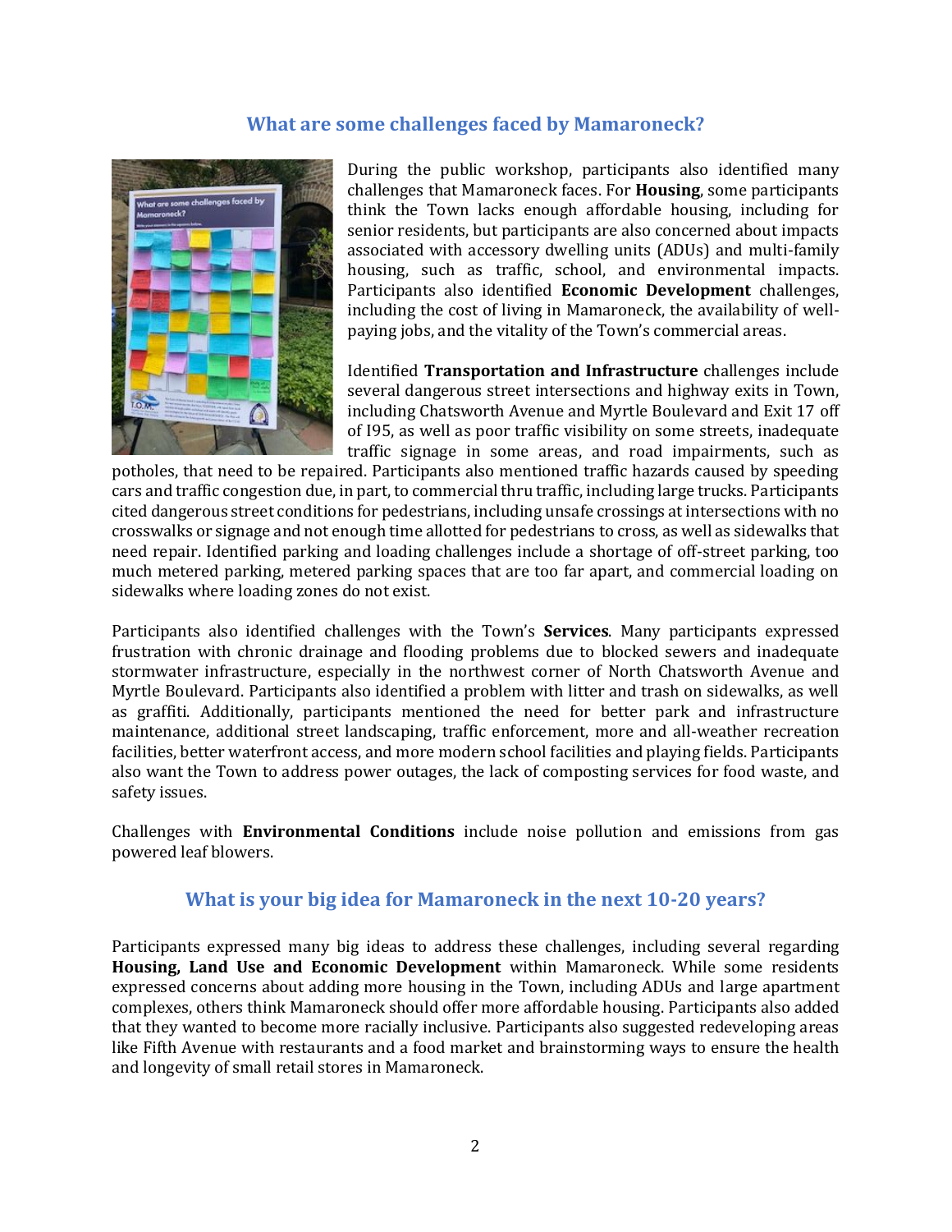## What are some challenges faced by Mamaroneck?

During the public workshop, participants also identified many challenges that Mamaroneck faces. For **Housing**, some participants think the Town lacks enough affordable housing, including for senior residents, but participants are also concerned about impacts associated with accessory dwelling units (ADUs) and multi-family housing, such as traffic, school, and environmental impacts. Participants also identified **Economic Development** challenges, including the cost of living in Mamaroneck, the availability of well-paying jobs, and the vitality of the Town's commercial areas.

Identified **Transportation and Infrastructure** challenges include several dangerous street intersections and highway exits in Town, including Chatsworth Avenue and Myrtle Boulevard and Exit 17 off of I95, as well as poor traffic visibility on some streets, inadequate traffic signage in some areas, and road impairments, such as potholes, that need to be repaired. Participants also mentioned traffic hazards caused by speeding cars and traffic congestion due, in part, to commercial thru traffic, including large trucks. Participants cited dangerous street conditions for pedestrians, including unsafe crossings at intersections with no crosswalks or signage and not enough time allotted for pedestrians to cross, as well as sidewalks that need repair. Identified parking and loading challenges include a shortage of off-street parking, too much metered parking, metered parking spaces that are too far apart, and commercial loading on sidewalks where loading zones do not exist.

Participants also identified challenges with the Town's **Services**. Many participants expressed frustration with chronic drainage and flooding problems due to blocked sewers and inadequate stormwater infrastructure, especially in the northwest corner of North Chatsworth Avenue and Myrtle Boulevard. Participants also identified a problem with litter and trash on sidewalks, as well as graffiti. Additionally, participants mentioned the need for better park and infrastructure maintenance, additional street landscaping, traffic enforcement, more and all-weather recreation facilities, better waterfront access, and more modern school facilities and playing fields. Participants also want the Town to address power outages, the lack of composting services for food waste, and safety issues.

Challenges with **Environmental Conditions** include noise pollution and emissions from gas powered leaf blowers.

## What is your big idea for Mamaroneck in the next 10-20 years?

Participants expressed many big ideas to address these challenges, including several regarding **Housing, Land Use and Economic Development** within Mamaroneck. While some residents expressed concerns about adding more housing in the Town, including ADUs and large apartment complexes, others think Mamaroneck should offer more affordable housing. Participants also added that they wanted to become more racially inclusive. Participants also suggested redeveloping areas like Fifth Avenue with restaurants and a food market and brainstorming ways to ensure the health and longevity of small retail stores in Mamaroneck.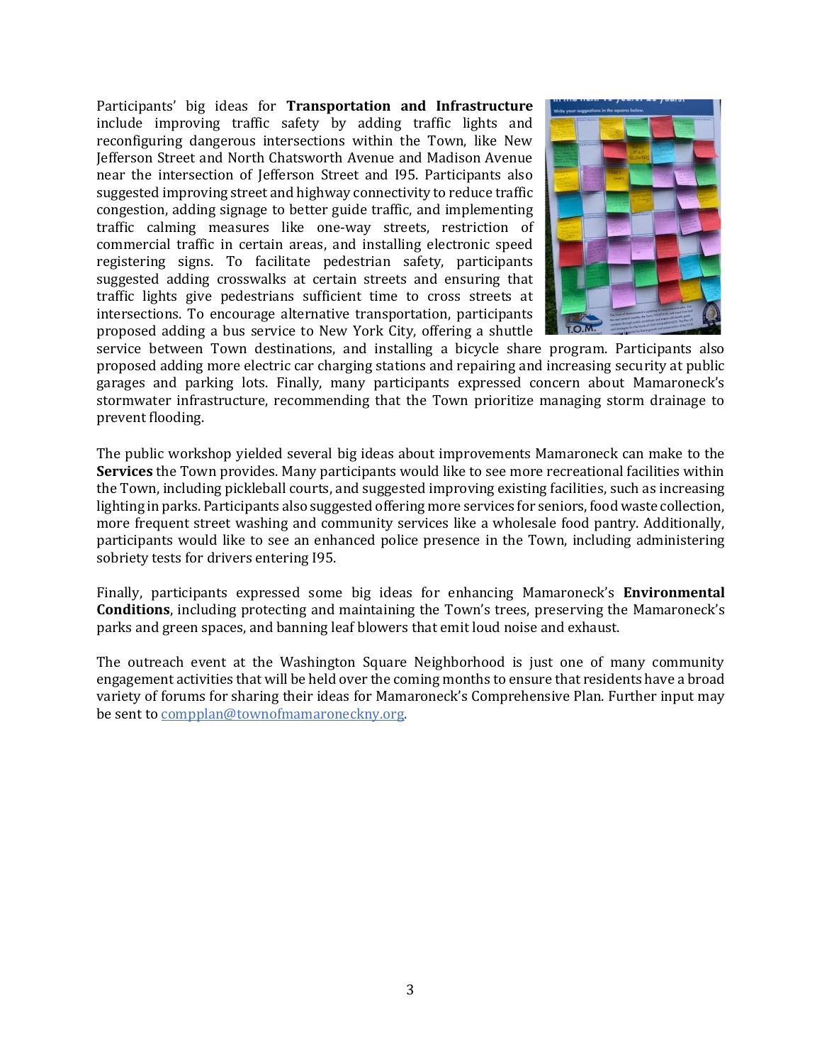Participants' big ideas for **Transportation and Infrastructure** include improving traffic safety by adding traffic lights and reconfiguring dangerous intersections within the Town, like New Jefferson Street and North Chatsworth Avenue and Madison Avenue near the intersection of Jefferson Street and I95. Participants also suggested improving street and highway connectivity to reduce traffic congestion, adding signage to better guide traffic, and implementing traffic calming measures like one-way streets, restriction of commercial traffic in certain areas, and installing electronic speed registering signs. To facilitate pedestrian safety, participants suggested adding crosswalks at certain streets and ensuring that traffic lights give pedestrians sufficient time to cross streets at intersections. To encourage alternative transportation, participants proposed adding a bus service to New York City, offering a shuttle service between Town destinations, and installing a bicycle share program. Participants also proposed adding more electric car charging stations and repairing and increasing security at public garages and parking lots. Finally, many participants expressed concern about Mamaroneck's stormwater infrastructure, recommending that the Town prioritize managing storm drainage to prevent flooding.

The public workshop yielded several big ideas about improvements Mamaroneck can make to the **Services** the Town provides. Many participants would like to see more recreational facilities within the Town, including pickleball courts, and suggested improving existing facilities, such as increasing lighting in parks. Participants also suggested offering more services for seniors, food waste collection, more frequent street washing and community services like a wholesale food pantry. Additionally, participants would like to see an enhanced police presence in the Town, including administering sobriety tests for drivers entering I95.

Finally, participants expressed some big ideas for enhancing Mamaroneck's **Environmental Conditions**, including protecting and maintaining the Town's trees, preserving the Mamaroneck's parks and green spaces, and banning leaf blowers that emit loud noise and exhaust.

The outreach event at the Washington Square Neighborhood is just one of many community engagement activities that will be held over the coming months to ensure that residents have a broad variety of forums for sharing their ideas for Mamaroneck's Comprehensive Plan. Further input may be sent to [compplan@townofmamaroneckny.org](mailto:compplan@townofmamaroneckny.org).